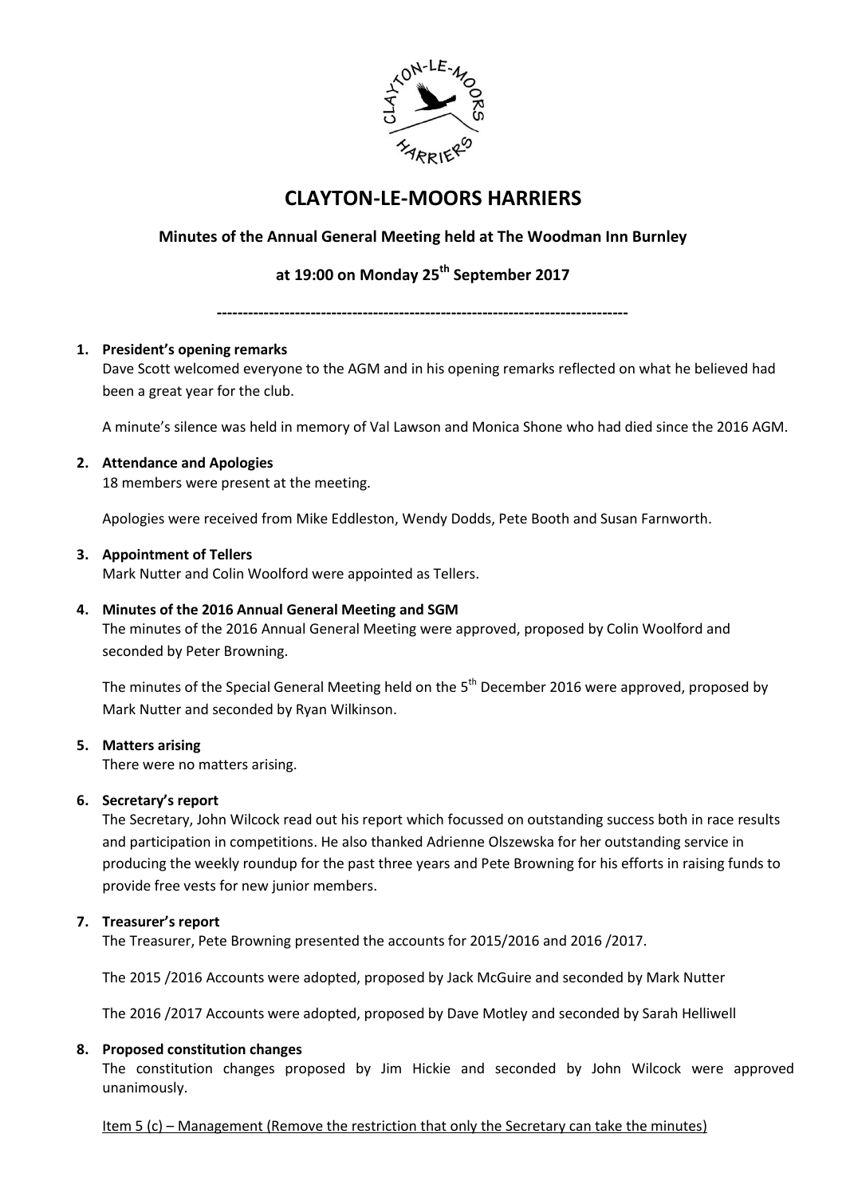# CLAYTON-LE-MOORS HARRIERS

## Minutes of the Annual General Meeting held at The Woodman Inn Burnley

## at 19:00 on Monday 25th September 2017

---

1. **President's opening remarks**

   Dave Scott welcomed everyone to the AGM and in his opening remarks reflected on what he believed had been a great year for the club.

   A minute's silence was held in memory of Val Lawson and Monica Shone who had died since the 2016 AGM.

2. **Attendance and Apologies**

   18 members were present at the meeting.

   Apologies were received from Mike Eddleston, Wendy Dodds, Pete Booth and Susan Farnworth.

3. **Appointment of Tellers**

   Mark Nutter and Colin Woolford were appointed as Tellers.

4. **Minutes of the 2016 Annual General Meeting and SGM**

   The minutes of the 2016 Annual General Meeting were approved, proposed by Colin Woolford and seconded by Peter Browning.

   The minutes of the Special General Meeting held on the 5th December 2016 were approved, proposed by Mark Nutter and seconded by Ryan Wilkinson.

5. **Matters arising**

   There were no matters arising.

6. **Secretary's report**

   The Secretary, John Wilcock read out his report which focussed on outstanding success both in race results and participation in competitions. He also thanked Adrienne Olszewska for her outstanding service in producing the weekly roundup for the past three years and Pete Browning for his efforts in raising funds to provide free vests for new junior members.

7. **Treasurer's report**

   The Treasurer, Pete Browning presented the accounts for 2015/2016 and 2016 /2017.

   The 2015 /2016 Accounts were adopted, proposed by Jack McGuire and seconded by Mark Nutter

   The 2016 /2017 Accounts were adopted, proposed by Dave Motley and seconded by Sarah Helliwell

8. **Proposed constitution changes**

   The constitution changes proposed by Jim Hickie and seconded by John Wilcock were approved unanimously.

   Item 5 (c) – Management (Remove the restriction that only the Secretary can take the minutes)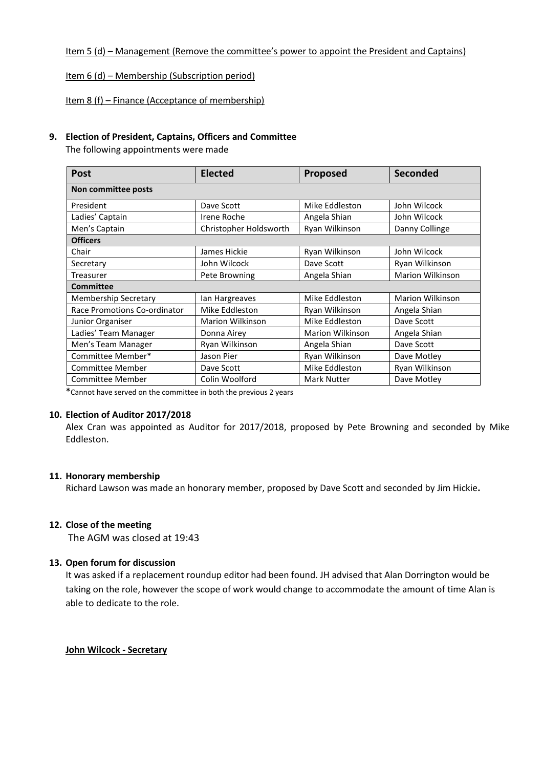Item 5 (d) – Management (Remove the committee's power to appoint the President and Captains)

Item 6 (d) – Membership (Subscription period)

Item 8 (f) – Finance (Acceptance of membership)

## 9. Election of President, Captains, Officers and Committee

The following appointments were made

| Post | Elected | Proposed | Seconded |
|---|---|---|---|
| **Non committee posts** | | | |
| President | Dave Scott | Mike Eddleston | John Wilcock |
| Ladies' Captain | Irene Roche | Angela Shian | John Wilcock |
| Men's Captain | Christopher Holdsworth | Ryan Wilkinson | Danny Collinge |
| **Officers** | | | |
| Chair | James Hickie | Ryan Wilkinson | John Wilcock |
| Secretary | John Wilcock | Dave Scott | Ryan Wilkinson |
| Treasurer | Pete Browning | Angela Shian | Marion Wilkinson |
| **Committee** | | | |
| Membership Secretary | Ian Hargreaves | Mike Eddleston | Marion Wilkinson |
| Race Promotions Co-ordinator | Mike Eddleston | Ryan Wilkinson | Angela Shian |
| Junior Organiser | Marion Wilkinson | Mike Eddleston | Dave Scott |
| Ladies' Team Manager | Donna Airey | Marion Wilkinson | Angela Shian |
| Men's Team Manager | Ryan Wilkinson | Angela Shian | Dave Scott |
| Committee Member* | Jason Pier | Ryan Wilkinson | Dave Motley |
| Committee Member | Dave Scott | Mike Eddleston | Ryan Wilkinson |
| Committee Member | Colin Woolford | Mark Nutter | Dave Motley |

*Cannot have served on the committee in both the previous 2 years

## 10. Election of Auditor 2017/2018

Alex Cran was appointed as Auditor for 2017/2018, proposed by Pete Browning and seconded by Mike Eddleston.

## 11. Honorary membership

Richard Lawson was made an honorary member, proposed by Dave Scott and seconded by Jim Hickie**.**

## 12. Close of the meeting

The AGM was closed at 19:43

## 13. Open forum for discussion

It was asked if a replacement roundup editor had been found. JH advised that Alan Dorrington would be taking on the role, however the scope of work would change to accommodate the amount of time Alan is able to dedicate to the role.

**John Wilcock - Secretary**